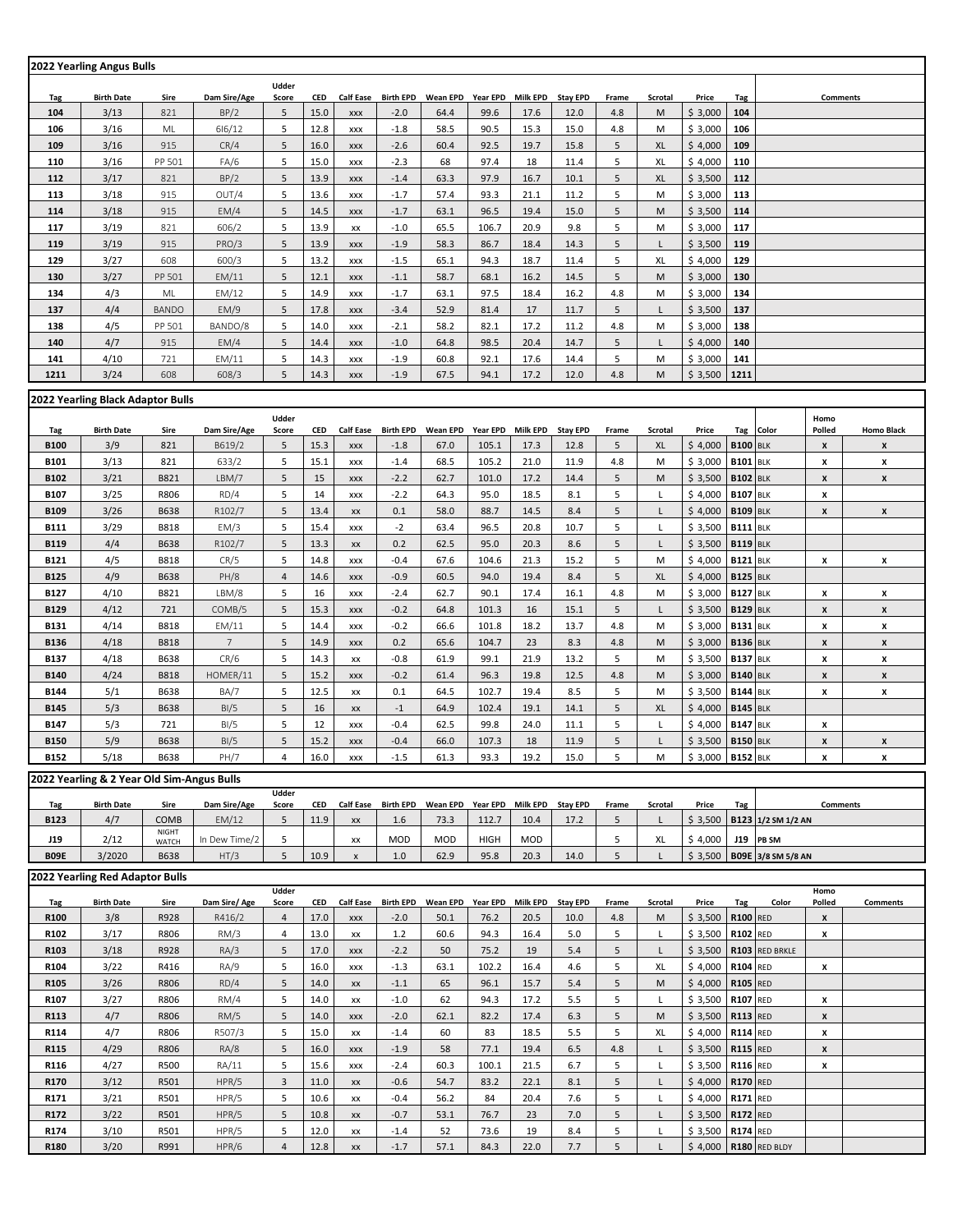## 2022 Yearling Angus Bulls

| Tag | Birth Date | Sire | Dam Sire/Age | Udder Score | CED | Calf Ease | Birth EPD | Wean EPD | Year EPD | Milk EPD | Stay EPD | Frame | Scrotal | Price | Tag | Comments |
|---|---|---|---|---|---|---|---|---|---|---|---|---|---|---|---|---|
| 104 | 3/13 | 821 | BP/2 | 5 | 15.0 | xxx | -2.0 | 64.4 | 99.6 | 17.6 | 12.0 | 4.8 | M | $ 3,000 | 104 | |
| 106 | 3/16 | ML | 6I6/12 | 5 | 12.8 | xxx | -1.8 | 58.5 | 90.5 | 15.3 | 15.0 | 4.8 | M | $ 3,000 | 106 | |
| 109 | 3/16 | 915 | CR/4 | 5 | 16.0 | xxx | -2.6 | 60.4 | 92.5 | 19.7 | 15.8 | 5 | XL | $ 4,000 | 109 | |
| 110 | 3/16 | PP 501 | FA/6 | 5 | 15.0 | xxx | -2.3 | 68 | 97.4 | 18 | 11.4 | 5 | XL | $ 4,000 | 110 | |
| 112 | 3/17 | 821 | BP/2 | 5 | 13.9 | xxx | -1.4 | 63.3 | 97.9 | 16.7 | 10.1 | 5 | XL | $ 3,500 | 112 | |
| 113 | 3/18 | 915 | OUT/4 | 5 | 13.6 | xxx | -1.7 | 57.4 | 93.3 | 21.1 | 11.2 | 5 | M | $ 3,000 | 113 | |
| 114 | 3/18 | 915 | EM/4 | 5 | 14.5 | xxx | -1.7 | 63.1 | 96.5 | 19.4 | 15.0 | 5 | M | $ 3,500 | 114 | |
| 117 | 3/19 | 821 | 606/2 | 5 | 13.9 | xx | -1.0 | 65.5 | 106.7 | 20.9 | 9.8 | 5 | M | $ 3,000 | 117 | |
| 119 | 3/19 | 915 | PRO/3 | 5 | 13.9 | xxx | -1.9 | 58.3 | 86.7 | 18.4 | 14.3 | 5 | L | $ 3,500 | 119 | |
| 129 | 3/27 | 608 | 600/3 | 5 | 13.2 | xxx | -1.5 | 65.1 | 94.3 | 18.7 | 11.4 | 5 | XL | $ 4,000 | 129 | |
| 130 | 3/27 | PP 501 | EM/11 | 5 | 12.1 | xxx | -1.1 | 58.7 | 68.1 | 16.2 | 14.5 | 5 | M | $ 3,000 | 130 | |
| 134 | 4/3 | ML | EM/12 | 5 | 14.9 | xxx | -1.7 | 63.1 | 97.5 | 18.4 | 16.2 | 4.8 | M | $ 3,000 | 134 | |
| 137 | 4/4 | BANDO | EM/9 | 5 | 17.8 | xxx | -3.4 | 52.9 | 81.4 | 17 | 11.7 | 5 | L | $ 3,500 | 137 | |
| 138 | 4/5 | PP 501 | BANDO/8 | 5 | 14.0 | xxx | -2.1 | 58.2 | 82.1 | 17.2 | 11.2 | 4.8 | M | $ 3,000 | 138 | |
| 140 | 4/7 | 915 | EM/4 | 5 | 14.4 | xxx | -1.0 | 64.8 | 98.5 | 20.4 | 14.7 | 5 | L | $ 4,000 | 140 | |
| 141 | 4/10 | 721 | EM/11 | 5 | 14.3 | xxx | -1.9 | 60.8 | 92.1 | 17.6 | 14.4 | 5 | M | $ 3,000 | 141 | |
| 1211 | 3/24 | 608 | 608/3 | 5 | 14.3 | xxx | -1.9 | 67.5 | 94.1 | 17.2 | 12.0 | 4.8 | M | $ 3,500 | 1211 | |

## 2022 Yearling Black Adaptor Bulls

| Tag | Birth Date | Sire | Dam Sire/Age | Udder Score | CED | Calf Ease | Birth EPD | Wean EPD | Year EPD | Milk EPD | Stay EPD | Frame | Scrotal | Price | Tag | Color | Homo Polled | Homo Black |
|---|---|---|---|---|---|---|---|---|---|---|---|---|---|---|---|---|---|---|
| B100 | 3/9 | 821 | B619/2 | 5 | 15.3 | xxx | -1.8 | 67.0 | 105.1 | 17.3 | 12.8 | 5 | XL | $ 4,000 | B100 | BLK | x | x |
| B101 | 3/13 | 821 | 633/2 | 5 | 15.1 | xxx | -1.4 | 68.5 | 105.2 | 21.0 | 11.9 | 4.8 | M | $ 3,000 | B101 | BLK | x | x |
| B102 | 3/21 | B821 | LBM/7 | 5 | 15 | xxx | -2.2 | 62.7 | 101.0 | 17.2 | 14.4 | 5 | M | $ 3,500 | B102 | BLK | x | x |
| B107 | 3/25 | R806 | RD/4 | 5 | 14 | xxx | -2.2 | 64.3 | 95.0 | 18.5 | 8.1 | 5 | L | $ 4,000 | B107 | BLK | x | |
| B109 | 3/26 | B638 | R102/7 | 5 | 13.4 | xx | 0.1 | 58.0 | 88.7 | 14.5 | 8.4 | 5 | L | $ 4,000 | B109 | BLK | x | x |
| B111 | 3/29 | B818 | EM/3 | 5 | 15.4 | xxx | -2 | 63.4 | 96.5 | 20.8 | 10.7 | 5 | L | $ 3,500 | B111 | BLK | | |
| B119 | 4/4 | B638 | R102/7 | 5 | 13.3 | xx | 0.2 | 62.5 | 95.0 | 20.3 | 8.6 | 5 | L | $ 3,500 | B119 | BLK | | |
| B121 | 4/5 | B818 | CR/5 | 5 | 14.8 | xxx | -0.4 | 67.6 | 104.6 | 21.3 | 15.2 | 5 | M | $ 4,000 | B121 | BLK | x | x |
| B125 | 4/9 | B638 | PH/8 | 4 | 14.6 | xxx | -0.9 | 60.5 | 94.0 | 19.4 | 8.4 | 5 | XL | $ 4,000 | B125 | BLK | | |
| B127 | 4/10 | B821 | LBM/8 | 5 | 16 | xxx | -2.4 | 62.7 | 90.1 | 17.4 | 16.1 | 4.8 | M | $ 3,000 | B127 | BLK | x | x |
| B129 | 4/12 | 721 | COMB/5 | 5 | 15.3 | xxx | -0.2 | 64.8 | 101.3 | 16 | 15.1 | 5 | L | $ 3,500 | B129 | BLK | x | x |
| B131 | 4/14 | B818 | EM/11 | 5 | 14.4 | xxx | -0.2 | 66.6 | 101.8 | 18.2 | 13.7 | 4.8 | M | $ 3,000 | B131 | BLK | x | x |
| B136 | 4/18 | B818 | 7 | 5 | 14.9 | xxx | 0.2 | 65.6 | 104.7 | 23 | 8.3 | 4.8 | M | $ 3,000 | B136 | BLK | x | x |
| B137 | 4/18 | B638 | CR/6 | 5 | 14.3 | xx | -0.8 | 61.9 | 99.1 | 21.9 | 13.2 | 5 | M | $ 3,500 | B137 | BLK | x | x |
| B140 | 4/24 | B818 | HOMER/11 | 5 | 15.2 | xxx | -0.2 | 61.4 | 96.3 | 19.8 | 12.5 | 4.8 | M | $ 3,000 | B140 | BLK | x | x |
| B144 | 5/1 | B638 | BA/7 | 5 | 12.5 | xx | 0.1 | 64.5 | 102.7 | 19.4 | 8.5 | 5 | M | $ 3,500 | B144 | BLK | x | x |
| B145 | 5/3 | B638 | BI/5 | 5 | 16 | xx | -1 | 64.9 | 102.4 | 19.1 | 14.1 | 5 | XL | $ 4,000 | B145 | BLK | | |
| B147 | 5/3 | 721 | BI/5 | 5 | 12 | xxx | -0.4 | 62.5 | 99.8 | 24.0 | 11.1 | 5 | L | $ 4,000 | B147 | BLK | x | |
| B150 | 5/9 | B638 | BI/5 | 5 | 15.2 | xxx | -0.4 | 66.0 | 107.3 | 18 | 11.9 | 5 | L | $ 3,500 | B150 | BLK | x | x |
| B152 | 5/18 | B638 | PH/7 | 4 | 16.0 | xxx | -1.5 | 61.3 | 93.3 | 19.2 | 15.0 | 5 | M | $ 3,000 | B152 | BLK | x | x |

## 2022 Yearling & 2 Year Old Sim-Angus Bulls

| Tag | Birth Date | Sire | Dam Sire/Age | Udder Score | CED | Calf Ease | Birth EPD | Wean EPD | Year EPD | Milk EPD | Stay EPD | Frame | Scrotal | Price | Tag | Comments |
|---|---|---|---|---|---|---|---|---|---|---|---|---|---|---|---|---|
| B123 | 4/7 | COMB | EM/12 | 5 | 11.9 | xx | 1.6 | 73.3 | 112.7 | 10.4 | 17.2 | 5 | L | $ 3,500 | B123 | 1/2 SM 1/2 AN |
| J19 | 2/12 | NIGHT WATCH | In Dew Time/2 | 5 | | xx | MOD | MOD | HIGH | MOD | | 5 | XL | $ 4,000 | J19 | PB SM |
| B09E | 3/2020 | B638 | HT/3 | 5 | 10.9 | x | 1.0 | 62.9 | 95.8 | 20.3 | 14.0 | 5 | L | $ 3,500 | B09E | 3/8 SM 5/8 AN |

## 2022 Yearling Red Adaptor Bulls

| Tag | Birth Date | Sire | Dam Sire/ Age | Udder Score | CED | Calf Ease | Birth EPD | Wean EPD | Year EPD | Milk EPD | Stay EPD | Frame | Scrotal | Price | Tag | Color | Homo Polled | Comments |
|---|---|---|---|---|---|---|---|---|---|---|---|---|---|---|---|---|---|---|
| R100 | 3/8 | R928 | R416/2 | 4 | 17.0 | xxx | -2.0 | 50.1 | 76.2 | 20.5 | 10.0 | 4.8 | M | $ 3,500 | R100 | RED | x | |
| R102 | 3/17 | R806 | RM/3 | 4 | 13.0 | xx | 1.2 | 60.6 | 94.3 | 16.4 | 5.0 | 5 | L | $ 3,500 | R102 | RED | x | |
| R103 | 3/18 | R928 | RA/3 | 5 | 17.0 | xxx | -2.2 | 50 | 75.2 | 19 | 5.4 | 5 | L | $ 3,500 | R103 | RED BRKLE | | |
| R104 | 3/22 | R416 | RA/9 | 5 | 16.0 | xxx | -1.3 | 63.1 | 102.2 | 16.4 | 4.6 | 5 | XL | $ 4,000 | R104 | RED | x | |
| R105 | 3/26 | R806 | RD/4 | 5 | 14.0 | xx | -1.1 | 65 | 96.1 | 15.7 | 5.4 | 5 | M | $ 4,000 | R105 | RED | | |
| R107 | 3/27 | R806 | RM/4 | 5 | 14.0 | xx | -1.0 | 62 | 94.3 | 17.2 | 5.5 | 5 | L | $ 3,500 | R107 | RED | x | |
| R113 | 4/7 | R806 | RM/5 | 5 | 14.0 | xxx | -2.0 | 62.1 | 82.2 | 17.4 | 6.3 | 5 | M | $ 3,500 | R113 | RED | x | |
| R114 | 4/7 | R806 | R507/3 | 5 | 15.0 | xx | -1.4 | 60 | 83 | 18.5 | 5.5 | 5 | XL | $ 4,000 | R114 | RED | x | |
| R115 | 4/29 | R806 | RA/8 | 5 | 16.0 | xxx | -1.9 | 58 | 77.1 | 19.4 | 6.5 | 4.8 | L | $ 3,500 | R115 | RED | x | |
| R116 | 4/27 | R500 | RA/11 | 5 | 15.6 | xxx | -2.4 | 60.3 | 100.1 | 21.5 | 6.7 | 5 | L | $ 3,500 | R116 | RED | x | |
| R170 | 3/12 | R501 | HPR/5 | 3 | 11.0 | xx | -0.6 | 54.7 | 83.2 | 22.1 | 8.1 | 5 | L | $ 4,000 | R170 | RED | | |
| R171 | 3/21 | R501 | HPR/5 | 5 | 10.6 | xx | -0.4 | 56.2 | 84 | 20.4 | 7.6 | 5 | L | $ 4,000 | R171 | RED | | |
| R172 | 3/22 | R501 | HPR/5 | 5 | 10.8 | xx | -0.7 | 53.1 | 76.7 | 23 | 7.0 | 5 | L | $ 3,500 | R172 | RED | | |
| R174 | 3/10 | R501 | HPR/5 | 5 | 12.0 | xx | -1.4 | 52 | 73.6 | 19 | 8.4 | 5 | L | $ 3,500 | R174 | RED | | |
| R180 | 3/20 | R991 | HPR/6 | 4 | 12.8 | xx | -1.7 | 57.1 | 84.3 | 22.0 | 7.7 | 5 | L | $ 4,000 | R180 | RED BLDY | | |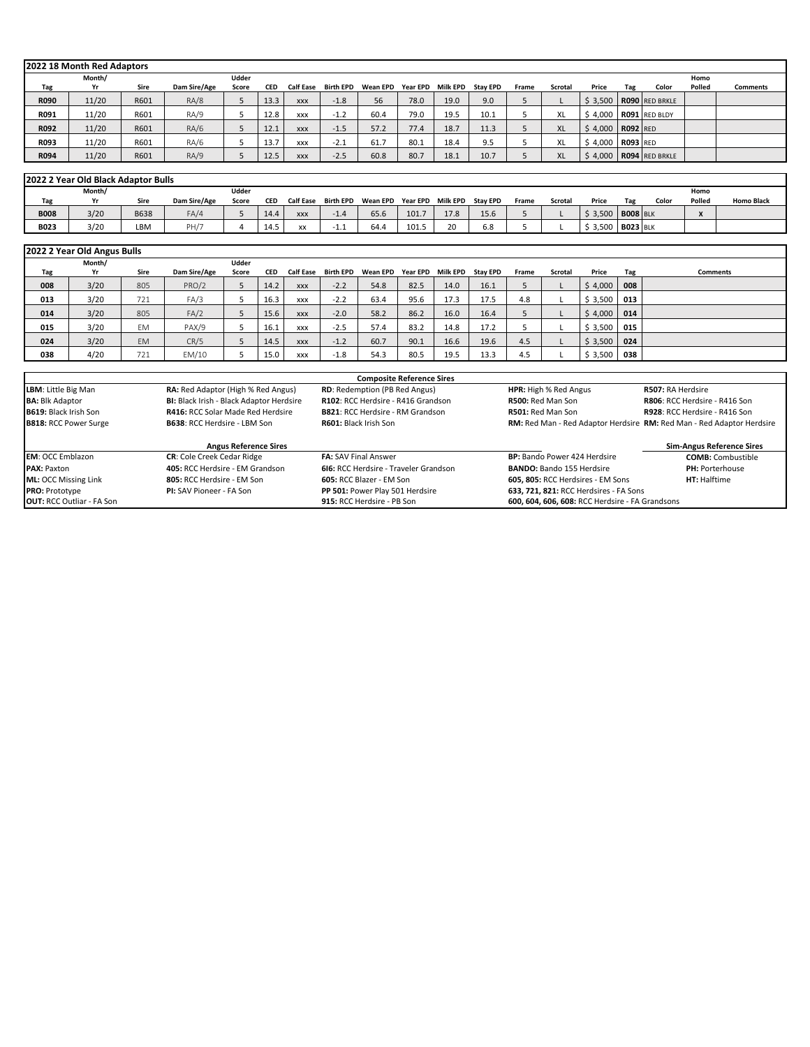## 2022 18 Month Red Adaptors

| Tag | Month/ Yr | Sire | Dam Sire/Age | Udder Score | CED | Calf Ease | Birth EPD | Wean EPD | Year EPD | Milk EPD | Stay EPD | Frame | Scrotal | Price | Tag | Color | Homo Polled | Comments |
|---|---|---|---|---|---|---|---|---|---|---|---|---|---|---|---|---|---|---|
| R090 | 11/20 | R601 | RA/8 | 5 | 13.3 | xxx | -1.8 | 56 | 78.0 | 19.0 | 9.0 | 5 | L | $ 3,500 | R090 | RED BRKLE | | |
| R091 | 11/20 | R601 | RA/9 | 5 | 12.8 | xxx | -1.2 | 60.4 | 79.0 | 19.5 | 10.1 | 5 | XL | $ 4,000 | R091 | RED BLDY | | |
| R092 | 11/20 | R601 | RA/6 | 5 | 12.1 | xxx | -1.5 | 57.2 | 77.4 | 18.7 | 11.3 | 5 | XL | $ 4,000 | R092 | RED | | |
| R093 | 11/20 | R601 | RA/6 | 5 | 13.7 | xxx | -2.1 | 61.7 | 80.1 | 18.4 | 9.5 | 5 | XL | $ 4,000 | R093 | RED | | |
| R094 | 11/20 | R601 | RA/9 | 5 | 12.5 | xxx | -2.5 | 60.8 | 80.7 | 18.1 | 10.7 | 5 | XL | $ 4,000 | R094 | RED BRKLE | | |

## 2022 2 Year Old Black Adaptor Bulls

| Tag | Month/ Yr | Sire | Dam Sire/Age | Udder Score | CED | Calf Ease | Birth EPD | Wean EPD | Year EPD | Milk EPD | Stay EPD | Frame | Scrotal | Price | Tag | Color | Homo Polled | Homo Black |
|---|---|---|---|---|---|---|---|---|---|---|---|---|---|---|---|---|---|---|
| B008 | 3/20 | B638 | FA/4 | 5 | 14.4 | xxx | -1.4 | 65.6 | 101.7 | 17.8 | 15.6 | 5 | L | $ 3,500 | B008 | BLK | x | |
| B023 | 3/20 | LBM | PH/7 | 4 | 14.5 | xx | -1.1 | 64.4 | 101.5 | 20 | 6.8 | 5 | L | $ 3,500 | B023 | BLK | | |

## 2022 2 Year Old Angus Bulls

| Tag | Month/ Yr | Sire | Dam Sire/Age | Udder Score | CED | Calf Ease | Birth EPD | Wean EPD | Year EPD | Milk EPD | Stay EPD | Frame | Scrotal | Price | Tag | Comments |
|---|---|---|---|---|---|---|---|---|---|---|---|---|---|---|---|---|
| 008 | 3/20 | 805 | PRO/2 | 5 | 14.2 | xxx | -2.2 | 54.8 | 82.5 | 14.0 | 16.1 | 5 | L | $ 4,000 | 008 | |
| 013 | 3/20 | 721 | FA/3 | 5 | 16.3 | xxx | -2.2 | 63.4 | 95.6 | 17.3 | 17.5 | 4.8 | L | $ 3,500 | 013 | |
| 014 | 3/20 | 805 | FA/2 | 5 | 15.6 | xxx | -2.0 | 58.2 | 86.2 | 16.0 | 16.4 | 5 | L | $ 4,000 | 014 | |
| 015 | 3/20 | EM | PAX/9 | 5 | 16.1 | xxx | -2.5 | 57.4 | 83.2 | 14.8 | 17.2 | 5 | L | $ 3,500 | 015 | |
| 024 | 3/20 | EM | CR/5 | 5 | 14.5 | xxx | -1.2 | 60.7 | 90.1 | 16.6 | 19.6 | 4.5 | L | $ 3,500 | 024 | |
| 038 | 4/20 | 721 | EM/10 | 5 | 15.0 | xxx | -1.8 | 54.3 | 80.5 | 19.5 | 13.3 | 4.5 | L | $ 3,500 | 038 | |

### Composite Reference Sires

**LBM**: Little Big Man
**BA:** Blk Adaptor
**B619:** Black Irish Son
**B818:** RCC Power Surge
**RA:** Red Adaptor (High % Red Angus)
**BI:** Black Irish - Black Adaptor Herdsire
**R416:** RCC Solar Made Red Herdsire
**B638**: RCC Herdsire - LBM Son
**RD**: Redemption (PB Red Angus)
**R102**: RCC Herdsire - R416 Grandson
**B821**: RCC Herdsire - RM Grandson
**R601:** Black Irish Son
**HPR:** High % Red Angus
**R500:** Red Man Son
**R501:** Red Man Son
**RM:** Red Man - Red Adaptor Herdsire
**R507:** RA Herdsire
**R806**: RCC Herdsire - R416 Son
**R928**: RCC Herdsire - R416 Son
**RM:** Red Man - Red Adaptor Herdsire

### Angus Reference Sires

**EM**: OCC Emblazon
**PAX:** Paxton
**ML:** OCC Missing Link
**PRO:** Prototype
**OUT:** RCC Outliar - FA Son
**CR**: Cole Creek Cedar Ridge
**405:** RCC Herdsire - EM Grandson
**805:** RCC Herdsire - EM Son
**PI:** SAV Pioneer - FA Son
**FA:** SAV Final Answer
**6I6:** RCC Herdsire - Traveler Grandson
**605:** RCC Blazer - EM Son
**PP 501:** Power Play 501 Herdsire
**915:** RCC Herdsire - PB Son
**BP:** Bando Power 424 Herdsire
**BANDO:** Bando 155 Herdsire
**605, 805:** RCC Herdsires - EM Sons
**633, 721, 821:** RCC Herdsires - FA Sons
**600, 604, 606, 608:** RCC Herdsire - FA Grandsons

### Sim-Angus Reference Sires

**COMB:** Combustible
**PH:** Porterhouse
**HT:** Halftime